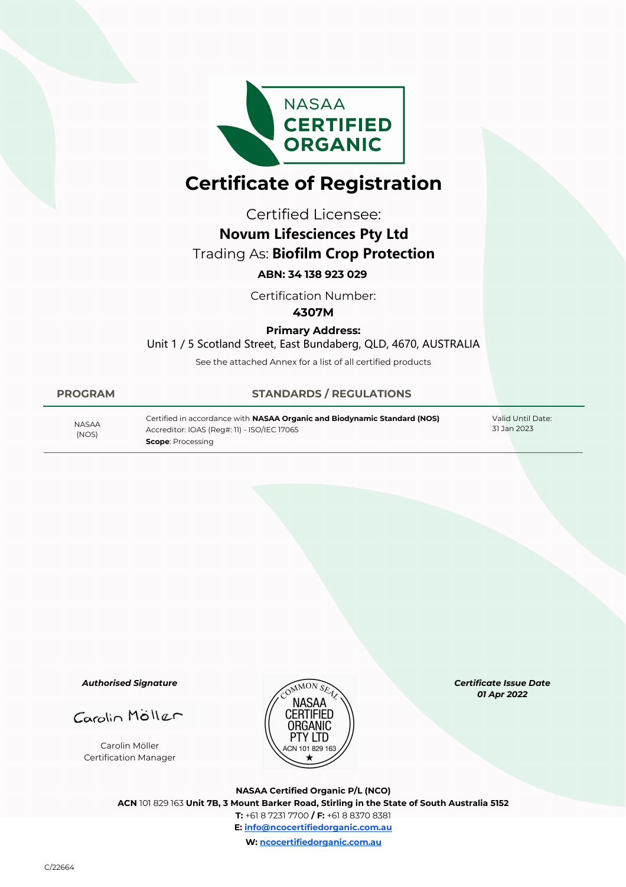NASAA CERTIFIED ORGANIC

# Certificate of Registration

Certified Licensee:

**Novum Lifesciences Pty Ltd**

Trading As: **Biofilm Crop Protection**

**ABN: 34 138 923 029**

Certification Number:

**4307M**

**Primary Address:**

Unit 1 / 5 Scotland Street, East Bundaberg, QLD, 4670, AUSTRALIA

See the attached Annex for a list of all certified products

| PROGRAM | STANDARDS / REGULATIONS | |
|---|---|---|
| NASAA (NOS) | Certified in accordance with **NASAA Organic and Biodynamic Standard (NOS)**<br>Accreditor: IOAS (Reg#: 11) - ISO/IEC 17065<br>**Scope**: Processing | Valid Until Date:<br>31 Jan 2023 |

***Authorised Signature***

Carolin Möller

Carolin Möller
Certification Manager

COMMON SEAL
NASAA CERTIFIED ORGANIC PTY LTD
ACN 101 829 163

***Certificate Issue Date***
***01 Apr 2022***

**NASAA Certified Organic P/L (NCO)**

**ACN** 101 829 163 **Unit 7B, 3 Mount Barker Road, Stirling in the State of South Australia 5152**

**T:** +61 8 7231 7700 **/ F:** +61 8 8370 8381

**E:** info@ncocertifiedorganic.com.au

**W:** ncocertifiedorganic.com.au

C/22664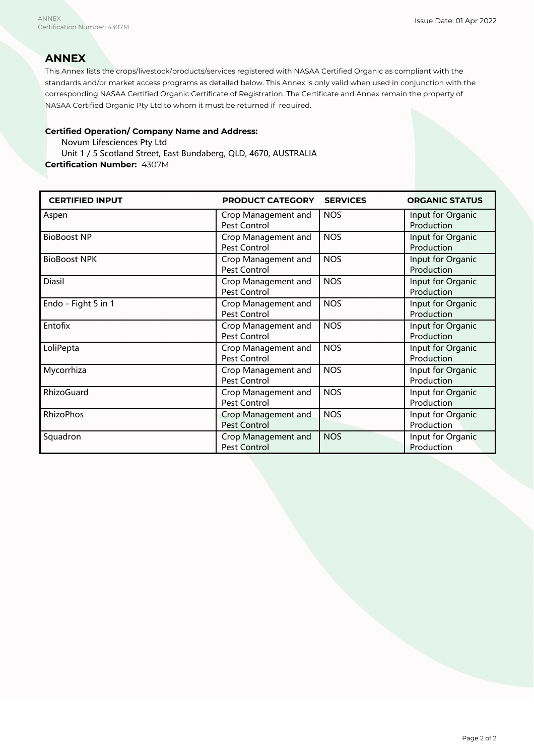# ANNEX

This Annex lists the crops/livestock/products/services registered with NASAA Certified Organic as compliant with the standards and/or market access programs as detailed below. This Annex is only valid when used in conjunction with the corresponding NASAA Certified Organic Certificate of Registration. The Certificate and Annex remain the property of NASAA Certified Organic Pty Ltd to whom it must be returned if required.

**Certified Operation/ Company Name and Address:**

Novum Lifesciences Pty Ltd
Unit 1 / 5 Scotland Street, East Bundaberg, QLD, 4670, AUSTRALIA

**Certification Number:** 4307M

| CERTIFIED INPUT | PRODUCT CATEGORY | SERVICES | ORGANIC STATUS |
|---|---|---|---|
| Aspen | Crop Management and Pest Control | NOS | Input for Organic Production |
| BioBoost NP | Crop Management and Pest Control | NOS | Input for Organic Production |
| BioBoost NPK | Crop Management and Pest Control | NOS | Input for Organic Production |
| Diasil | Crop Management and Pest Control | NOS | Input for Organic Production |
| Endo - Fight 5 in 1 | Crop Management and Pest Control | NOS | Input for Organic Production |
| Entofix | Crop Management and Pest Control | NOS | Input for Organic Production |
| LoliPepta | Crop Management and Pest Control | NOS | Input for Organic Production |
| Mycorrhiza | Crop Management and Pest Control | NOS | Input for Organic Production |
| RhizoGuard | Crop Management and Pest Control | NOS | Input for Organic Production |
| RhizoPhos | Crop Management and Pest Control | NOS | Input for Organic Production |
| Squadron | Crop Management and Pest Control | NOS | Input for Organic Production |